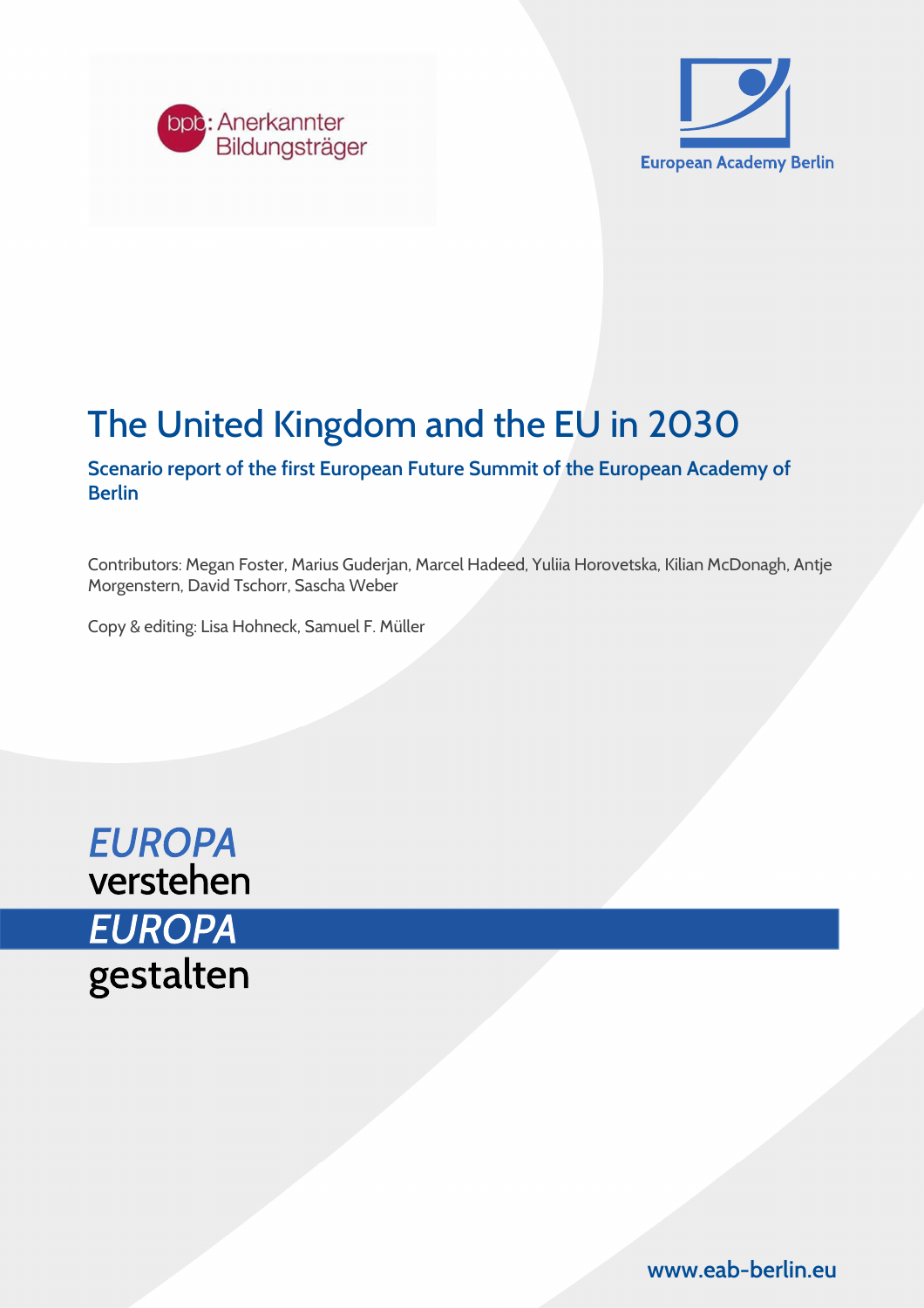bpb: Anerkannter Bildungsträger

European Academy Berlin

# The United Kingdom and the EU in 2030

## Scenario report of the first European Future Summit of the European Academy of Berlin

Contributors: Megan Foster, Marius Guderjan, Marcel Hadeed, Yuliia Horovetska, Kilian McDonagh, Antje Morgenstern, David Tschorr, Sascha Weber

Copy & editing: Lisa Hohneck, Samuel F. Müller

*EUROPA* verstehen
*EUROPA* gestalten

www.eab-berlin.eu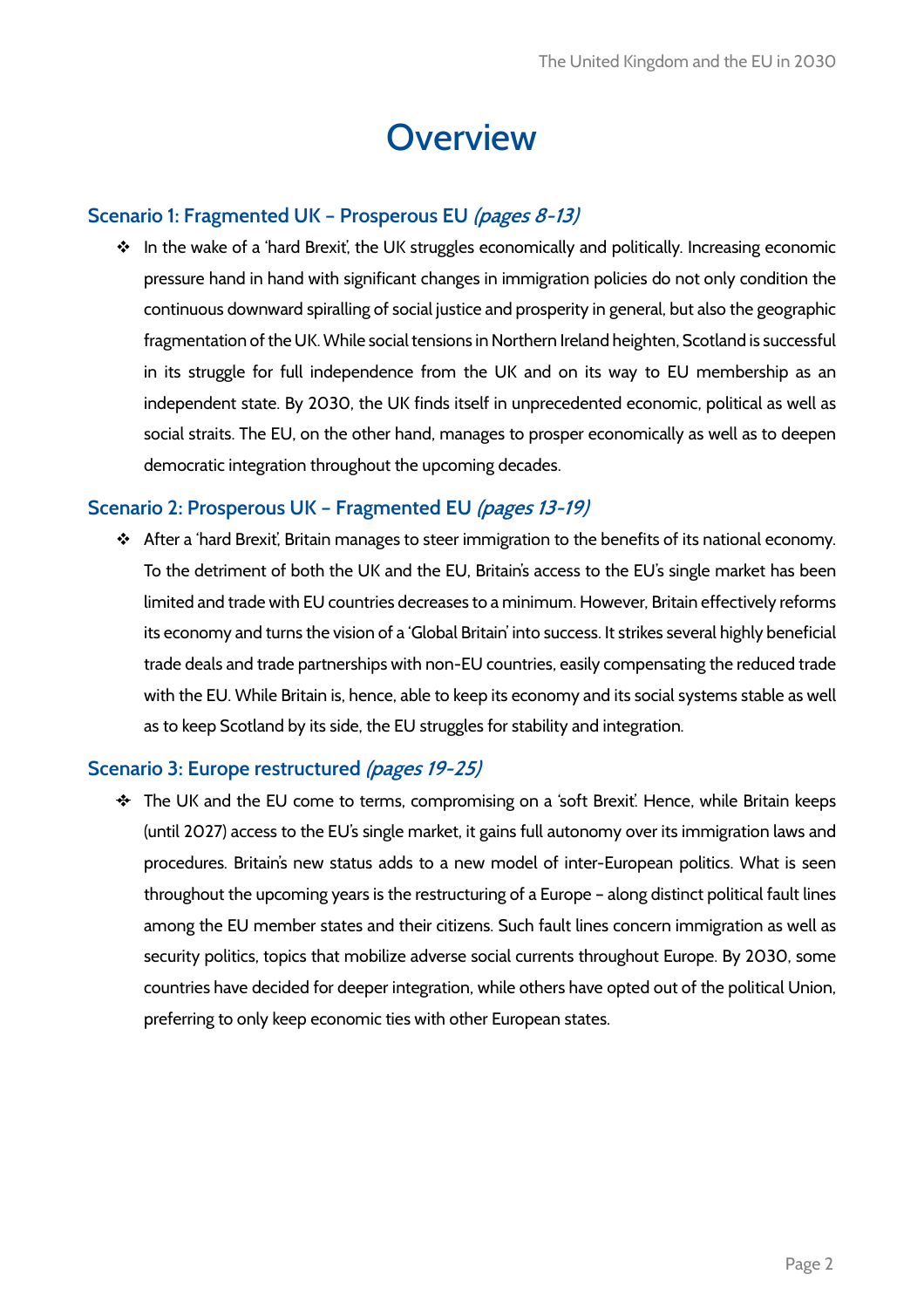# Overview

## Scenario 1: Fragmented UK – Prosperous EU *(pages 8-13)*

- In the wake of a 'hard Brexit', the UK struggles economically and politically. Increasing economic pressure hand in hand with significant changes in immigration policies do not only condition the continuous downward spiralling of social justice and prosperity in general, but also the geographic fragmentation of the UK. While social tensions in Northern Ireland heighten, Scotland is successful in its struggle for full independence from the UK and on its way to EU membership as an independent state. By 2030, the UK finds itself in unprecedented economic, political as well as social straits. The EU, on the other hand, manages to prosper economically as well as to deepen democratic integration throughout the upcoming decades.

## Scenario 2: Prosperous UK – Fragmented EU *(pages 13-19)*

- After a 'hard Brexit', Britain manages to steer immigration to the benefits of its national economy. To the detriment of both the UK and the EU, Britain's access to the EU's single market has been limited and trade with EU countries decreases to a minimum. However, Britain effectively reforms its economy and turns the vision of a 'Global Britain' into success. It strikes several highly beneficial trade deals and trade partnerships with non-EU countries, easily compensating the reduced trade with the EU. While Britain is, hence, able to keep its economy and its social systems stable as well as to keep Scotland by its side, the EU struggles for stability and integration.

## Scenario 3: Europe restructured *(pages 19-25)*

- The UK and the EU come to terms, compromising on a 'soft Brexit'. Hence, while Britain keeps (until 2027) access to the EU's single market, it gains full autonomy over its immigration laws and procedures. Britain's new status adds to a new model of inter-European politics. What is seen throughout the upcoming years is the restructuring of a Europe – along distinct political fault lines among the EU member states and their citizens. Such fault lines concern immigration as well as security politics, topics that mobilize adverse social currents throughout Europe. By 2030, some countries have decided for deeper integration, while others have opted out of the political Union, preferring to only keep economic ties with other European states.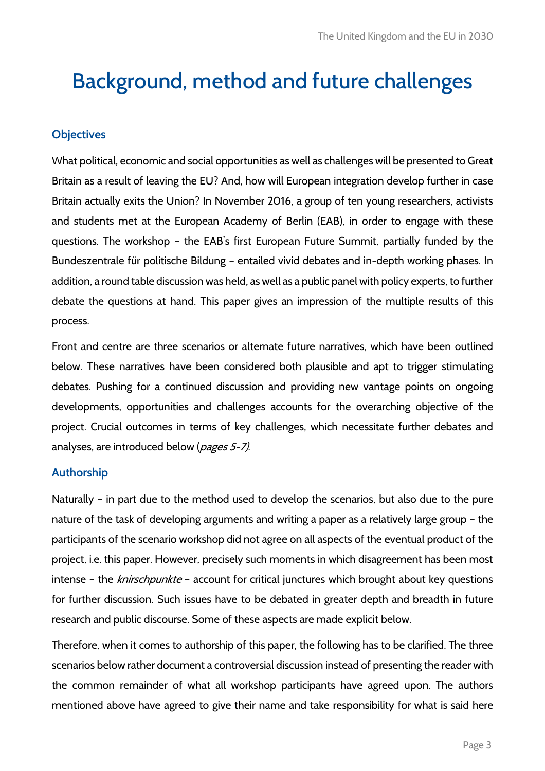# Background, method and future challenges

## Objectives

What political, economic and social opportunities as well as challenges will be presented to Great Britain as a result of leaving the EU? And, how will European integration develop further in case Britain actually exits the Union? In November 2016, a group of ten young researchers, activists and students met at the European Academy of Berlin (EAB), in order to engage with these questions. The workshop – the EAB's first European Future Summit, partially funded by the Bundeszentrale für politische Bildung – entailed vivid debates and in-depth working phases. In addition, a round table discussion was held, as well as a public panel with policy experts, to further debate the questions at hand. This paper gives an impression of the multiple results of this process.

Front and centre are three scenarios or alternate future narratives, which have been outlined below. These narratives have been considered both plausible and apt to trigger stimulating debates. Pushing for a continued discussion and providing new vantage points on ongoing developments, opportunities and challenges accounts for the overarching objective of the project. Crucial outcomes in terms of key challenges, which necessitate further debates and analyses, are introduced below (*pages 5-7*).

## Authorship

Naturally – in part due to the method used to develop the scenarios, but also due to the pure nature of the task of developing arguments and writing a paper as a relatively large group – the participants of the scenario workshop did not agree on all aspects of the eventual product of the project, i.e. this paper. However, precisely such moments in which disagreement has been most intense – the *knirschpunkte* – account for critical junctures which brought about key questions for further discussion. Such issues have to be debated in greater depth and breadth in future research and public discourse. Some of these aspects are made explicit below.

Therefore, when it comes to authorship of this paper, the following has to be clarified. The three scenarios below rather document a controversial discussion instead of presenting the reader with the common remainder of what all workshop participants have agreed upon. The authors mentioned above have agreed to give their name and take responsibility for what is said here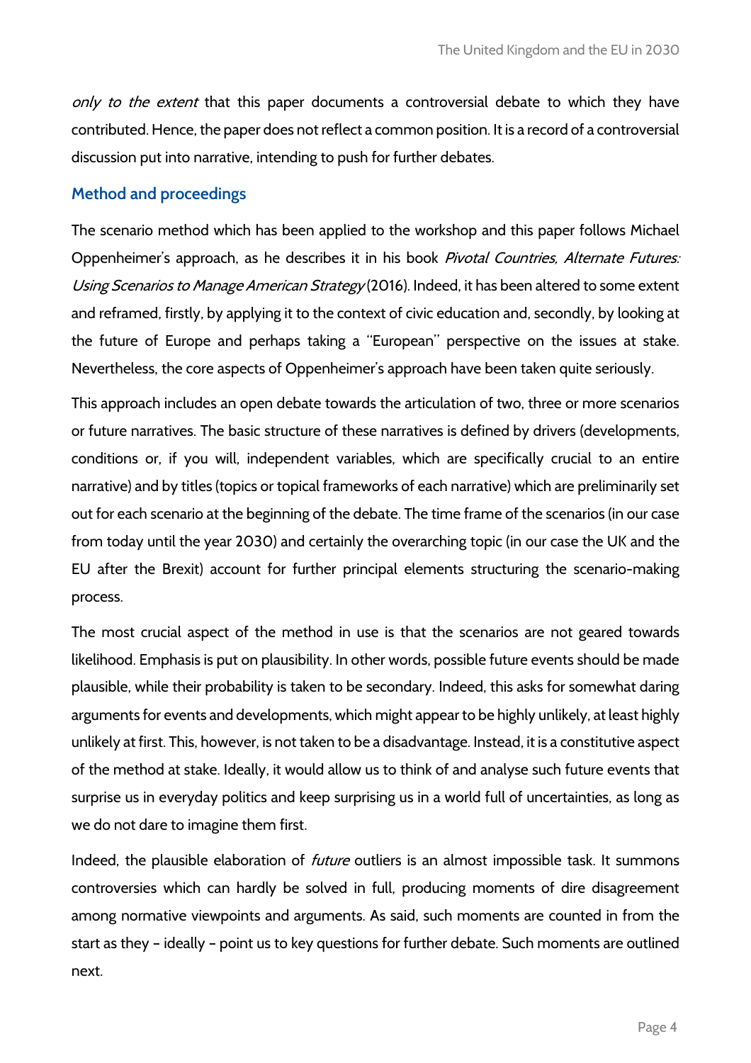*only to the extent* that this paper documents a controversial debate to which they have contributed. Hence, the paper does not reflect a common position. It is a record of a controversial discussion put into narrative, intending to push for further debates.

## Method and proceedings

The scenario method which has been applied to the workshop and this paper follows Michael Oppenheimer's approach, as he describes it in his book *Pivotal Countries, Alternate Futures: Using Scenarios to Manage American Strategy* (2016). Indeed, it has been altered to some extent and reframed, firstly, by applying it to the context of civic education and, secondly, by looking at the future of Europe and perhaps taking a "European" perspective on the issues at stake. Nevertheless, the core aspects of Oppenheimer's approach have been taken quite seriously.

This approach includes an open debate towards the articulation of two, three or more scenarios or future narratives. The basic structure of these narratives is defined by drivers (developments, conditions or, if you will, independent variables, which are specifically crucial to an entire narrative) and by titles (topics or topical frameworks of each narrative) which are preliminarily set out for each scenario at the beginning of the debate. The time frame of the scenarios (in our case from today until the year 2030) and certainly the overarching topic (in our case the UK and the EU after the Brexit) account for further principal elements structuring the scenario-making process.

The most crucial aspect of the method in use is that the scenarios are not geared towards likelihood. Emphasis is put on plausibility. In other words, possible future events should be made plausible, while their probability is taken to be secondary. Indeed, this asks for somewhat daring arguments for events and developments, which might appear to be highly unlikely, at least highly unlikely at first. This, however, is not taken to be a disadvantage. Instead, it is a constitutive aspect of the method at stake. Ideally, it would allow us to think of and analyse such future events that surprise us in everyday politics and keep surprising us in a world full of uncertainties, as long as we do not dare to imagine them first.

Indeed, the plausible elaboration of *future* outliers is an almost impossible task. It summons controversies which can hardly be solved in full, producing moments of dire disagreement among normative viewpoints and arguments. As said, such moments are counted in from the start as they – ideally – point us to key questions for further debate. Such moments are outlined next.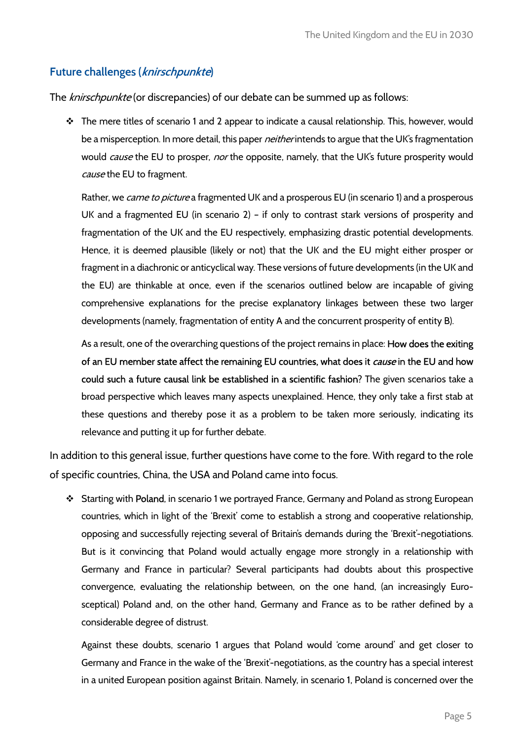## Future challenges (*knirschpunkte*)

The *knirschpunkte* (or discrepancies) of our debate can be summed up as follows:

- The mere titles of scenario 1 and 2 appear to indicate a causal relationship. This, however, would be a misperception. In more detail, this paper *neither* intends to argue that the UK's fragmentation would *cause* the EU to prosper, *nor* the opposite, namely, that the UK's future prosperity would *cause* the EU to fragment.

  Rather, we *came to picture* a fragmented UK and a prosperous EU (in scenario 1) and a prosperous UK and a fragmented EU (in scenario 2) – if only to contrast stark versions of prosperity and fragmentation of the UK and the EU respectively, emphasizing drastic potential developments. Hence, it is deemed plausible (likely or not) that the UK and the EU might either prosper or fragment in a diachronic or anticyclical way. These versions of future developments (in the UK and the EU) are thinkable at once, even if the scenarios outlined below are incapable of giving comprehensive explanations for the precise explanatory linkages between these two larger developments (namely, fragmentation of entity A and the concurrent prosperity of entity B).

  As a result, one of the overarching questions of the project remains in place: **How does the exiting of an EU member state affect the remaining EU countries, what does it *cause* in the EU and how could such a future causal link be established in a scientific fashion?** The given scenarios take a broad perspective which leaves many aspects unexplained. Hence, they only take a first stab at these questions and thereby pose it as a problem to be taken more seriously, indicating its relevance and putting it up for further debate.

In addition to this general issue, further questions have come to the fore. With regard to the role of specific countries, China, the USA and Poland came into focus.

- Starting with **Poland**, in scenario 1 we portrayed France, Germany and Poland as strong European countries, which in light of the 'Brexit' come to establish a strong and cooperative relationship, opposing and successfully rejecting several of Britain's demands during the 'Brexit'-negotiations. But is it convincing that Poland would actually engage more strongly in a relationship with Germany and France in particular? Several participants had doubts about this prospective convergence, evaluating the relationship between, on the one hand, (an increasingly Euro-sceptical) Poland and, on the other hand, Germany and France as to be rather defined by a considerable degree of distrust.

  Against these doubts, scenario 1 argues that Poland would 'come around' and get closer to Germany and France in the wake of the 'Brexit'-negotiations, as the country has a special interest in a united European position against Britain. Namely, in scenario 1, Poland is concerned over the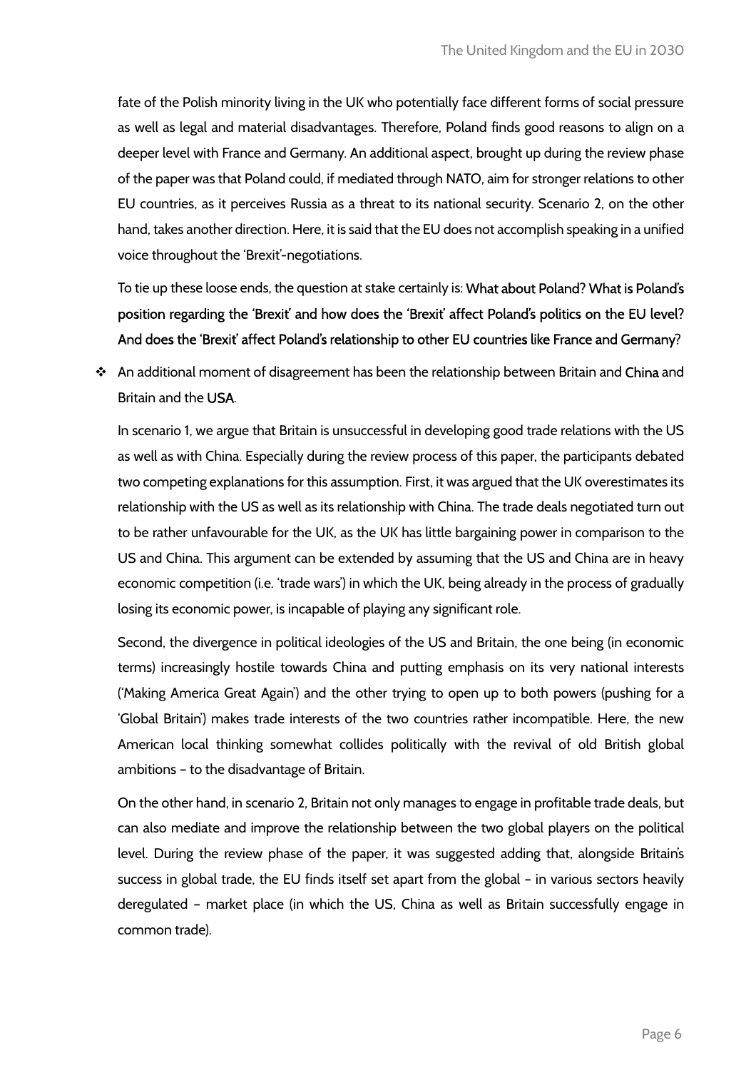fate of the Polish minority living in the UK who potentially face different forms of social pressure as well as legal and material disadvantages. Therefore, Poland finds good reasons to align on a deeper level with France and Germany. An additional aspect, brought up during the review phase of the paper was that Poland could, if mediated through NATO, aim for stronger relations to other EU countries, as it perceives Russia as a threat to its national security. Scenario 2, on the other hand, takes another direction. Here, it is said that the EU does not accomplish speaking in a unified voice throughout the 'Brexit'-negotiations.

To tie up these loose ends, the question at stake certainly is: **What about Poland? What is Poland's position regarding the 'Brexit' and how does the 'Brexit' affect Poland's politics on the EU level? And does the 'Brexit' affect Poland's relationship to other EU countries like France and Germany?**

- An additional moment of disagreement has been the relationship between Britain and **China** and Britain and the **USA**.

  In scenario 1, we argue that Britain is unsuccessful in developing good trade relations with the US as well as with China. Especially during the review process of this paper, the participants debated two competing explanations for this assumption. First, it was argued that the UK overestimates its relationship with the US as well as its relationship with China. The trade deals negotiated turn out to be rather unfavourable for the UK, as the UK has little bargaining power in comparison to the US and China. This argument can be extended by assuming that the US and China are in heavy economic competition (i.e. 'trade wars') in which the UK, being already in the process of gradually losing its economic power, is incapable of playing any significant role.

  Second, the divergence in political ideologies of the US and Britain, the one being (in economic terms) increasingly hostile towards China and putting emphasis on its very national interests ('Making America Great Again') and the other trying to open up to both powers (pushing for a 'Global Britain') makes trade interests of the two countries rather incompatible. Here, the new American local thinking somewhat collides politically with the revival of old British global ambitions – to the disadvantage of Britain.

  On the other hand, in scenario 2, Britain not only manages to engage in profitable trade deals, but can also mediate and improve the relationship between the two global players on the political level. During the review phase of the paper, it was suggested adding that, alongside Britain's success in global trade, the EU finds itself set apart from the global – in various sectors heavily deregulated – market place (in which the US, China as well as Britain successfully engage in common trade).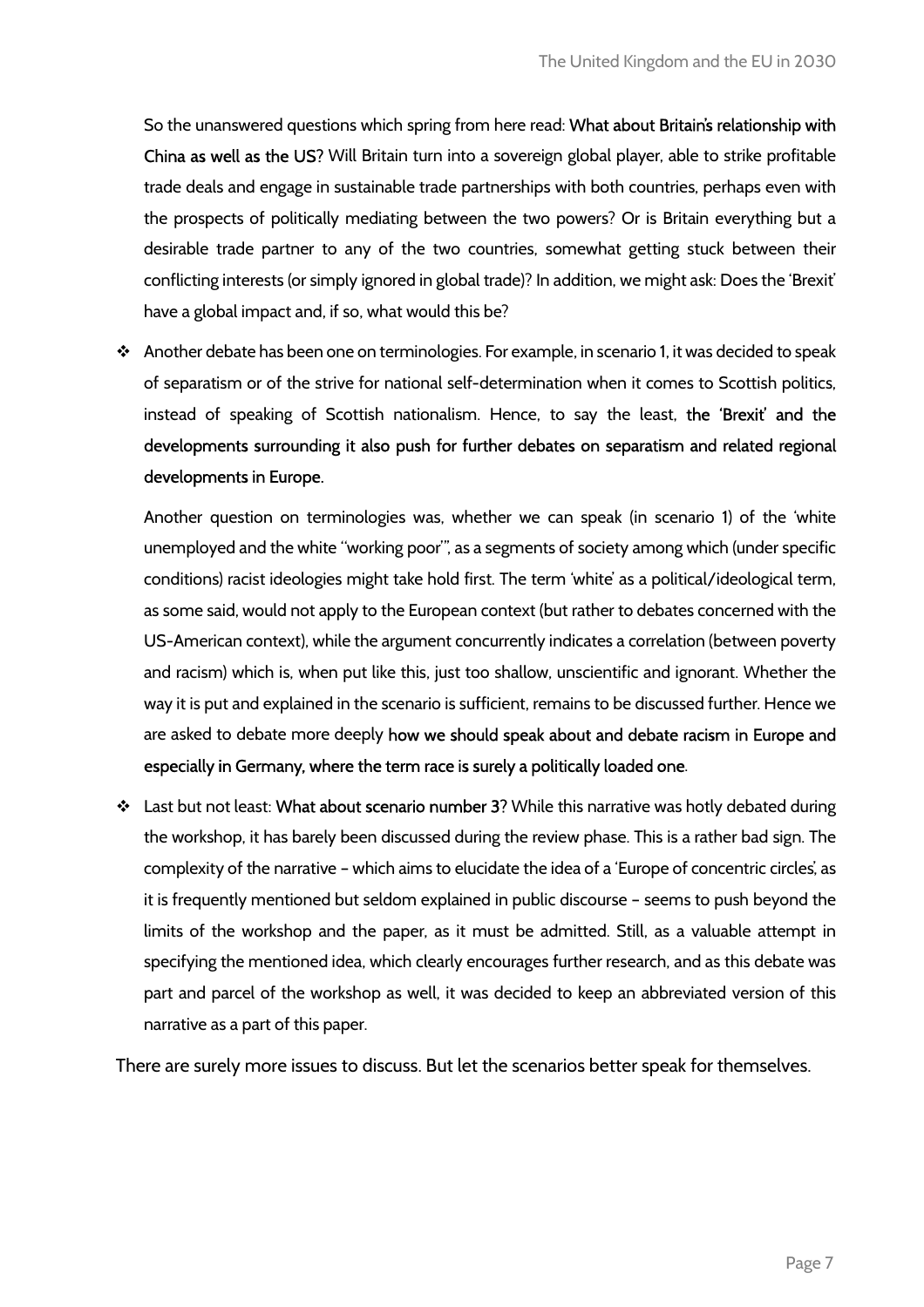So the unanswered questions which spring from here read: **What about Britain's relationship with China as well as the US?** Will Britain turn into a sovereign global player, able to strike profitable trade deals and engage in sustainable trade partnerships with both countries, perhaps even with the prospects of politically mediating between the two powers? Or is Britain everything but a desirable trade partner to any of the two countries, somewhat getting stuck between their conflicting interests (or simply ignored in global trade)? In addition, we might ask: Does the 'Brexit' have a global impact and, if so, what would this be?

- Another debate has been one on terminologies. For example, in scenario 1, it was decided to speak of separatism or of the strive for national self-determination when it comes to Scottish politics, instead of speaking of Scottish nationalism. Hence, to say the least, **the 'Brexit' and the developments surrounding it also push for further debates on separatism and related regional developments in Europe.**

  Another question on terminologies was, whether we can speak (in scenario 1) of the 'white unemployed and the white "working poor"', as a segments of society among which (under specific conditions) racist ideologies might take hold first. The term 'white' as a political/ideological term, as some said, would not apply to the European context (but rather to debates concerned with the US-American context), while the argument concurrently indicates a correlation (between poverty and racism) which is, when put like this, just too shallow, unscientific and ignorant. Whether the way it is put and explained in the scenario is sufficient, remains to be discussed further. Hence we are asked to debate more deeply **how we should speak about and debate racism in Europe and especially in Germany, where the term race is surely a politically loaded one**.

- Last but not least: **What about scenario number 3?** While this narrative was hotly debated during the workshop, it has barely been discussed during the review phase. This is a rather bad sign. The complexity of the narrative – which aims to elucidate the idea of a 'Europe of concentric circles', as it is frequently mentioned but seldom explained in public discourse – seems to push beyond the limits of the workshop and the paper, as it must be admitted. Still, as a valuable attempt in specifying the mentioned idea, which clearly encourages further research, and as this debate was part and parcel of the workshop as well, it was decided to keep an abbreviated version of this narrative as a part of this paper.

There are surely more issues to discuss. But let the scenarios better speak for themselves.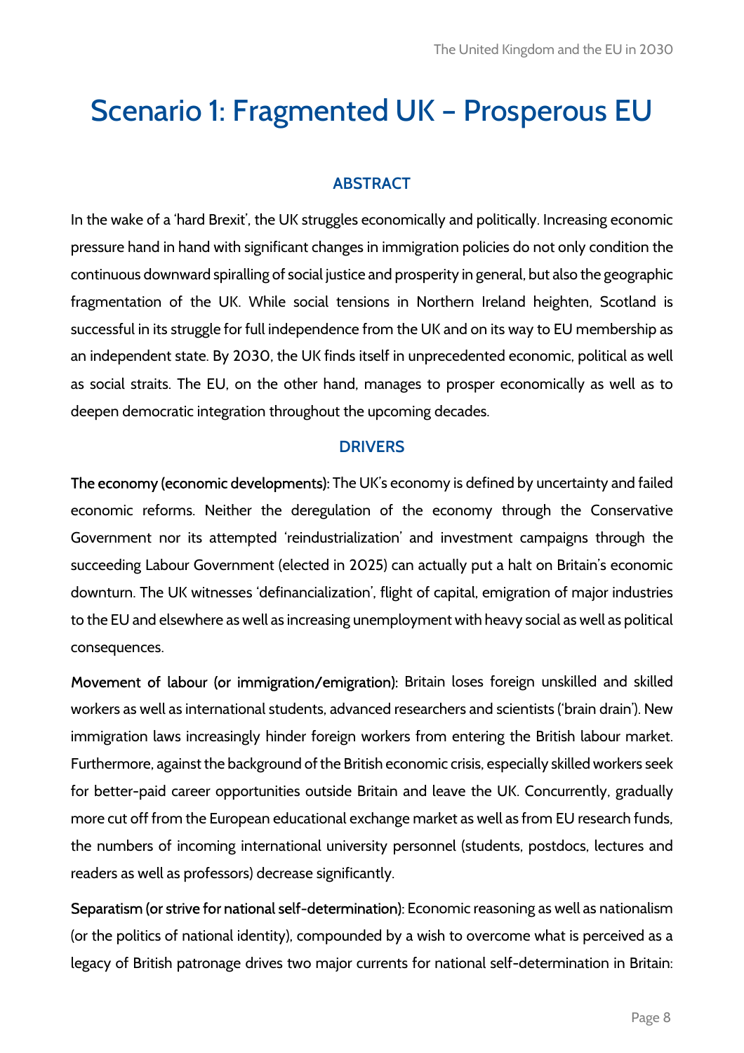# Scenario 1: Fragmented UK – Prosperous EU

### ABSTRACT

In the wake of a 'hard Brexit', the UK struggles economically and politically. Increasing economic pressure hand in hand with significant changes in immigration policies do not only condition the continuous downward spiralling of social justice and prosperity in general, but also the geographic fragmentation of the UK. While social tensions in Northern Ireland heighten, Scotland is successful in its struggle for full independence from the UK and on its way to EU membership as an independent state. By 2030, the UK finds itself in unprecedented economic, political as well as social straits. The EU, on the other hand, manages to prosper economically as well as to deepen democratic integration throughout the upcoming decades.

### DRIVERS

**The economy (economic developments):** The UK's economy is defined by uncertainty and failed economic reforms. Neither the deregulation of the economy through the Conservative Government nor its attempted 'reindustrialization' and investment campaigns through the succeeding Labour Government (elected in 2025) can actually put a halt on Britain's economic downturn. The UK witnesses 'definancialization', flight of capital, emigration of major industries to the EU and elsewhere as well as increasing unemployment with heavy social as well as political consequences.

**Movement of labour (or immigration/emigration):** Britain loses foreign unskilled and skilled workers as well as international students, advanced researchers and scientists ('brain drain'). New immigration laws increasingly hinder foreign workers from entering the British labour market. Furthermore, against the background of the British economic crisis, especially skilled workers seek for better-paid career opportunities outside Britain and leave the UK. Concurrently, gradually more cut off from the European educational exchange market as well as from EU research funds, the numbers of incoming international university personnel (students, postdocs, lectures and readers as well as professors) decrease significantly.

**Separatism (or strive for national self-determination):** Economic reasoning as well as nationalism (or the politics of national identity), compounded by a wish to overcome what is perceived as a legacy of British patronage drives two major currents for national self-determination in Britain: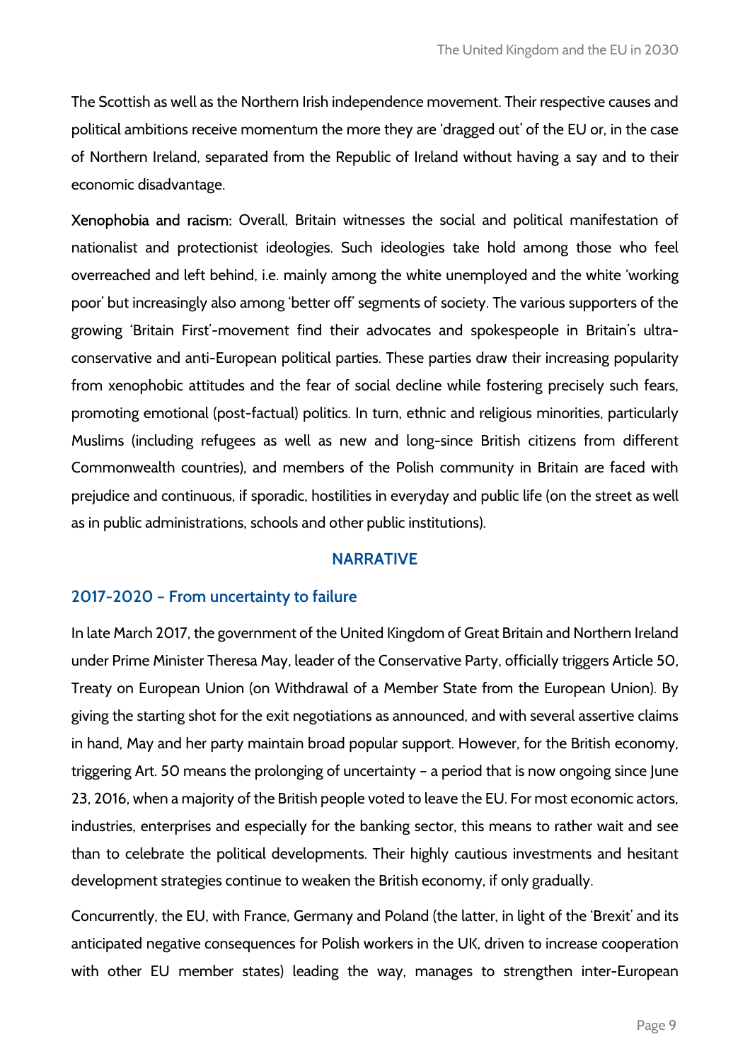The Scottish as well as the Northern Irish independence movement. Their respective causes and political ambitions receive momentum the more they are 'dragged out' of the EU or, in the case of Northern Ireland, separated from the Republic of Ireland without having a say and to their economic disadvantage.

**Xenophobia and racism:** Overall, Britain witnesses the social and political manifestation of nationalist and protectionist ideologies. Such ideologies take hold among those who feel overreached and left behind, i.e. mainly among the white unemployed and the white 'working poor' but increasingly also among 'better off' segments of society. The various supporters of the growing 'Britain First'-movement find their advocates and spokespeople in Britain's ultra-conservative and anti-European political parties. These parties draw their increasing popularity from xenophobic attitudes and the fear of social decline while fostering precisely such fears, promoting emotional (post-factual) politics. In turn, ethnic and religious minorities, particularly Muslims (including refugees as well as new and long-since British citizens from different Commonwealth countries), and members of the Polish community in Britain are faced with prejudice and continuous, if sporadic, hostilities in everyday and public life (on the street as well as in public administrations, schools and other public institutions).

## NARRATIVE

### 2017-2020 – From uncertainty to failure

In late March 2017, the government of the United Kingdom of Great Britain and Northern Ireland under Prime Minister Theresa May, leader of the Conservative Party, officially triggers Article 50, Treaty on European Union (on Withdrawal of a Member State from the European Union). By giving the starting shot for the exit negotiations as announced, and with several assertive claims in hand, May and her party maintain broad popular support. However, for the British economy, triggering Art. 50 means the prolonging of uncertainty – a period that is now ongoing since June 23, 2016, when a majority of the British people voted to leave the EU. For most economic actors, industries, enterprises and especially for the banking sector, this means to rather wait and see than to celebrate the political developments. Their highly cautious investments and hesitant development strategies continue to weaken the British economy, if only gradually.

Concurrently, the EU, with France, Germany and Poland (the latter, in light of the 'Brexit' and its anticipated negative consequences for Polish workers in the UK, driven to increase cooperation with other EU member states) leading the way, manages to strengthen inter-European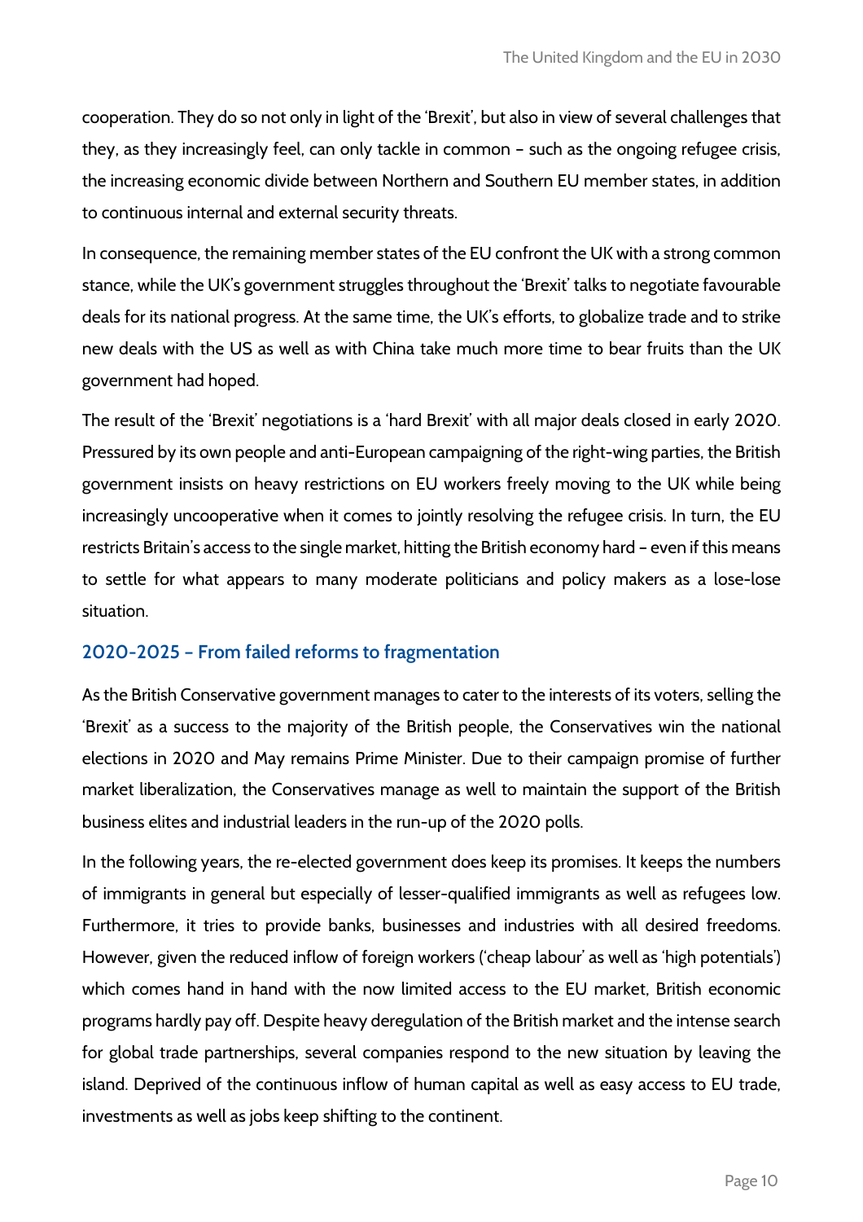cooperation. They do so not only in light of the 'Brexit', but also in view of several challenges that they, as they increasingly feel, can only tackle in common – such as the ongoing refugee crisis, the increasing economic divide between Northern and Southern EU member states, in addition to continuous internal and external security threats.

In consequence, the remaining member states of the EU confront the UK with a strong common stance, while the UK's government struggles throughout the 'Brexit' talks to negotiate favourable deals for its national progress. At the same time, the UK's efforts, to globalize trade and to strike new deals with the US as well as with China take much more time to bear fruits than the UK government had hoped.

The result of the 'Brexit' negotiations is a 'hard Brexit' with all major deals closed in early 2020. Pressured by its own people and anti-European campaigning of the right-wing parties, the British government insists on heavy restrictions on EU workers freely moving to the UK while being increasingly uncooperative when it comes to jointly resolving the refugee crisis. In turn, the EU restricts Britain's access to the single market, hitting the British economy hard – even if this means to settle for what appears to many moderate politicians and policy makers as a lose-lose situation.

## 2020-2025 – From failed reforms to fragmentation

As the British Conservative government manages to cater to the interests of its voters, selling the 'Brexit' as a success to the majority of the British people, the Conservatives win the national elections in 2020 and May remains Prime Minister. Due to their campaign promise of further market liberalization, the Conservatives manage as well to maintain the support of the British business elites and industrial leaders in the run-up of the 2020 polls.

In the following years, the re-elected government does keep its promises. It keeps the numbers of immigrants in general but especially of lesser-qualified immigrants as well as refugees low. Furthermore, it tries to provide banks, businesses and industries with all desired freedoms. However, given the reduced inflow of foreign workers ('cheap labour' as well as 'high potentials') which comes hand in hand with the now limited access to the EU market, British economic programs hardly pay off. Despite heavy deregulation of the British market and the intense search for global trade partnerships, several companies respond to the new situation by leaving the island. Deprived of the continuous inflow of human capital as well as easy access to EU trade, investments as well as jobs keep shifting to the continent.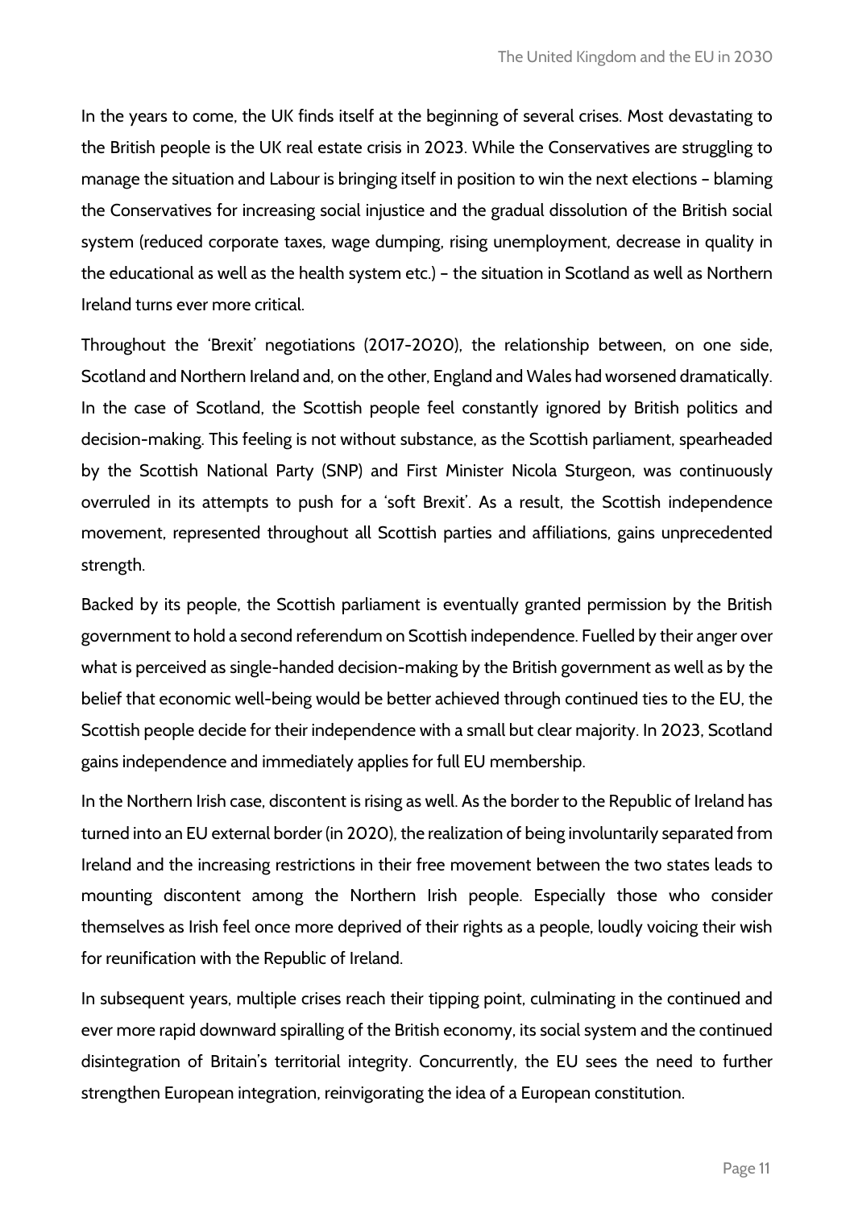In the years to come, the UK finds itself at the beginning of several crises. Most devastating to the British people is the UK real estate crisis in 2023. While the Conservatives are struggling to manage the situation and Labour is bringing itself in position to win the next elections – blaming the Conservatives for increasing social injustice and the gradual dissolution of the British social system (reduced corporate taxes, wage dumping, rising unemployment, decrease in quality in the educational as well as the health system etc.) – the situation in Scotland as well as Northern Ireland turns ever more critical.

Throughout the 'Brexit' negotiations (2017-2020), the relationship between, on one side, Scotland and Northern Ireland and, on the other, England and Wales had worsened dramatically. In the case of Scotland, the Scottish people feel constantly ignored by British politics and decision-making. This feeling is not without substance, as the Scottish parliament, spearheaded by the Scottish National Party (SNP) and First Minister Nicola Sturgeon, was continuously overruled in its attempts to push for a 'soft Brexit'. As a result, the Scottish independence movement, represented throughout all Scottish parties and affiliations, gains unprecedented strength.

Backed by its people, the Scottish parliament is eventually granted permission by the British government to hold a second referendum on Scottish independence. Fuelled by their anger over what is perceived as single-handed decision-making by the British government as well as by the belief that economic well-being would be better achieved through continued ties to the EU, the Scottish people decide for their independence with a small but clear majority. In 2023, Scotland gains independence and immediately applies for full EU membership.

In the Northern Irish case, discontent is rising as well. As the border to the Republic of Ireland has turned into an EU external border (in 2020), the realization of being involuntarily separated from Ireland and the increasing restrictions in their free movement between the two states leads to mounting discontent among the Northern Irish people. Especially those who consider themselves as Irish feel once more deprived of their rights as a people, loudly voicing their wish for reunification with the Republic of Ireland.

In subsequent years, multiple crises reach their tipping point, culminating in the continued and ever more rapid downward spiralling of the British economy, its social system and the continued disintegration of Britain's territorial integrity. Concurrently, the EU sees the need to further strengthen European integration, reinvigorating the idea of a European constitution.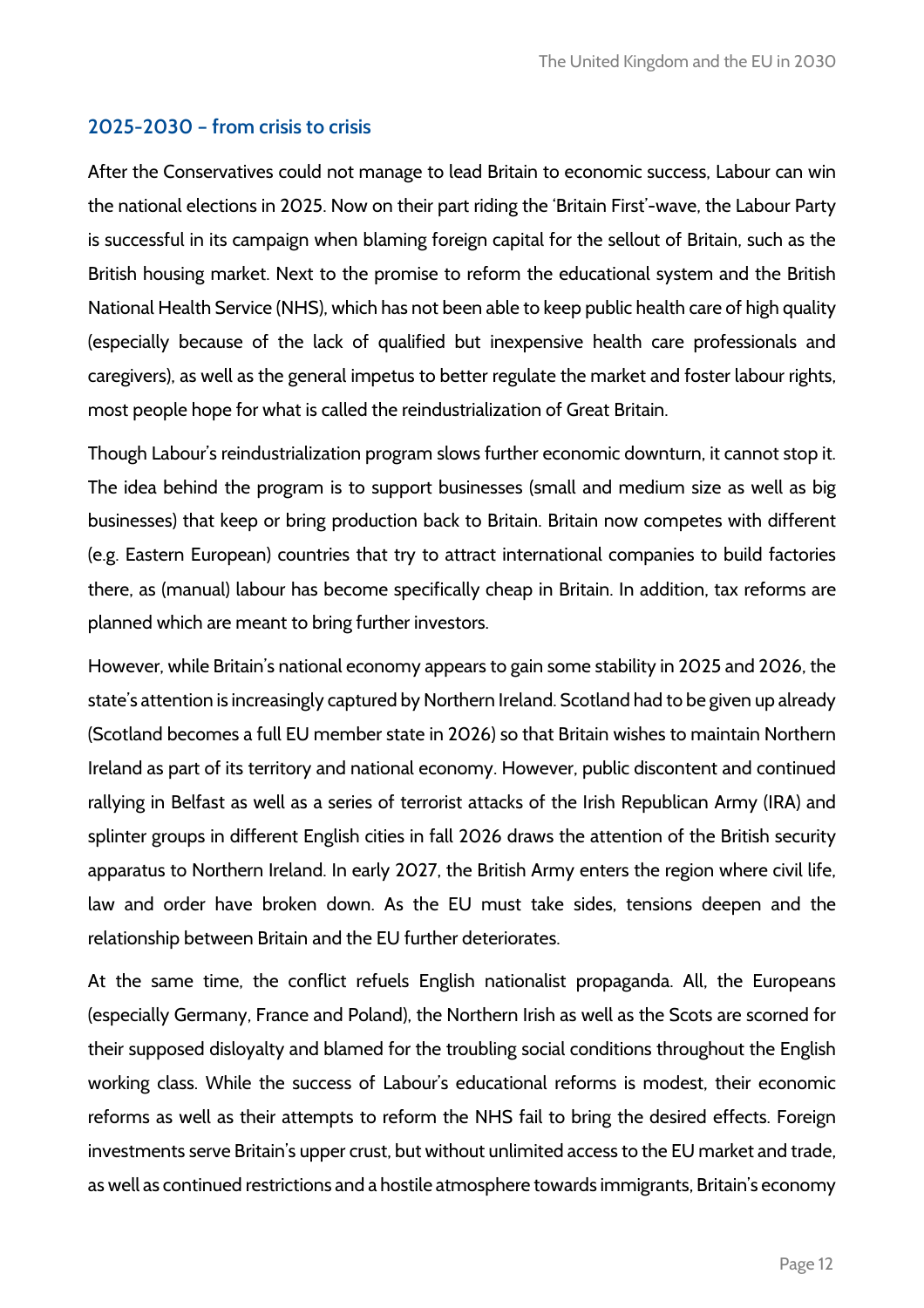## 2025-2030 – from crisis to crisis

After the Conservatives could not manage to lead Britain to economic success, Labour can win the national elections in 2025. Now on their part riding the 'Britain First'-wave, the Labour Party is successful in its campaign when blaming foreign capital for the sellout of Britain, such as the British housing market. Next to the promise to reform the educational system and the British National Health Service (NHS), which has not been able to keep public health care of high quality (especially because of the lack of qualified but inexpensive health care professionals and caregivers), as well as the general impetus to better regulate the market and foster labour rights, most people hope for what is called the reindustrialization of Great Britain.

Though Labour's reindustrialization program slows further economic downturn, it cannot stop it. The idea behind the program is to support businesses (small and medium size as well as big businesses) that keep or bring production back to Britain. Britain now competes with different (e.g. Eastern European) countries that try to attract international companies to build factories there, as (manual) labour has become specifically cheap in Britain. In addition, tax reforms are planned which are meant to bring further investors.

However, while Britain's national economy appears to gain some stability in 2025 and 2026, the state's attention is increasingly captured by Northern Ireland. Scotland had to be given up already (Scotland becomes a full EU member state in 2026) so that Britain wishes to maintain Northern Ireland as part of its territory and national economy. However, public discontent and continued rallying in Belfast as well as a series of terrorist attacks of the Irish Republican Army (IRA) and splinter groups in different English cities in fall 2026 draws the attention of the British security apparatus to Northern Ireland. In early 2027, the British Army enters the region where civil life, law and order have broken down. As the EU must take sides, tensions deepen and the relationship between Britain and the EU further deteriorates.

At the same time, the conflict refuels English nationalist propaganda. All, the Europeans (especially Germany, France and Poland), the Northern Irish as well as the Scots are scorned for their supposed disloyalty and blamed for the troubling social conditions throughout the English working class. While the success of Labour's educational reforms is modest, their economic reforms as well as their attempts to reform the NHS fail to bring the desired effects. Foreign investments serve Britain's upper crust, but without unlimited access to the EU market and trade, as well as continued restrictions and a hostile atmosphere towards immigrants, Britain's economy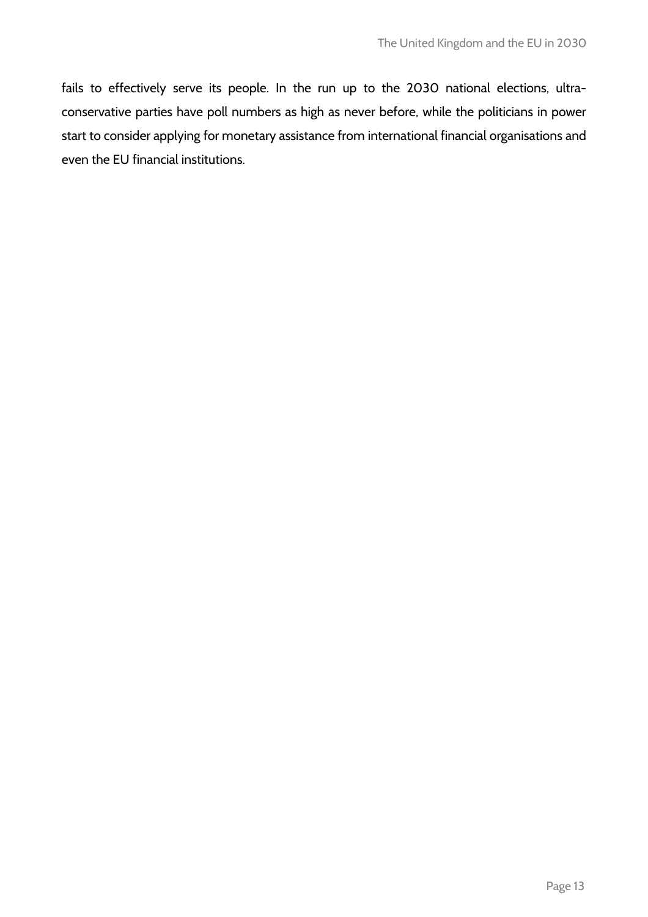fails to effectively serve its people. In the run up to the 2030 national elections, ultra-conservative parties have poll numbers as high as never before, while the politicians in power start to consider applying for monetary assistance from international financial organisations and even the EU financial institutions.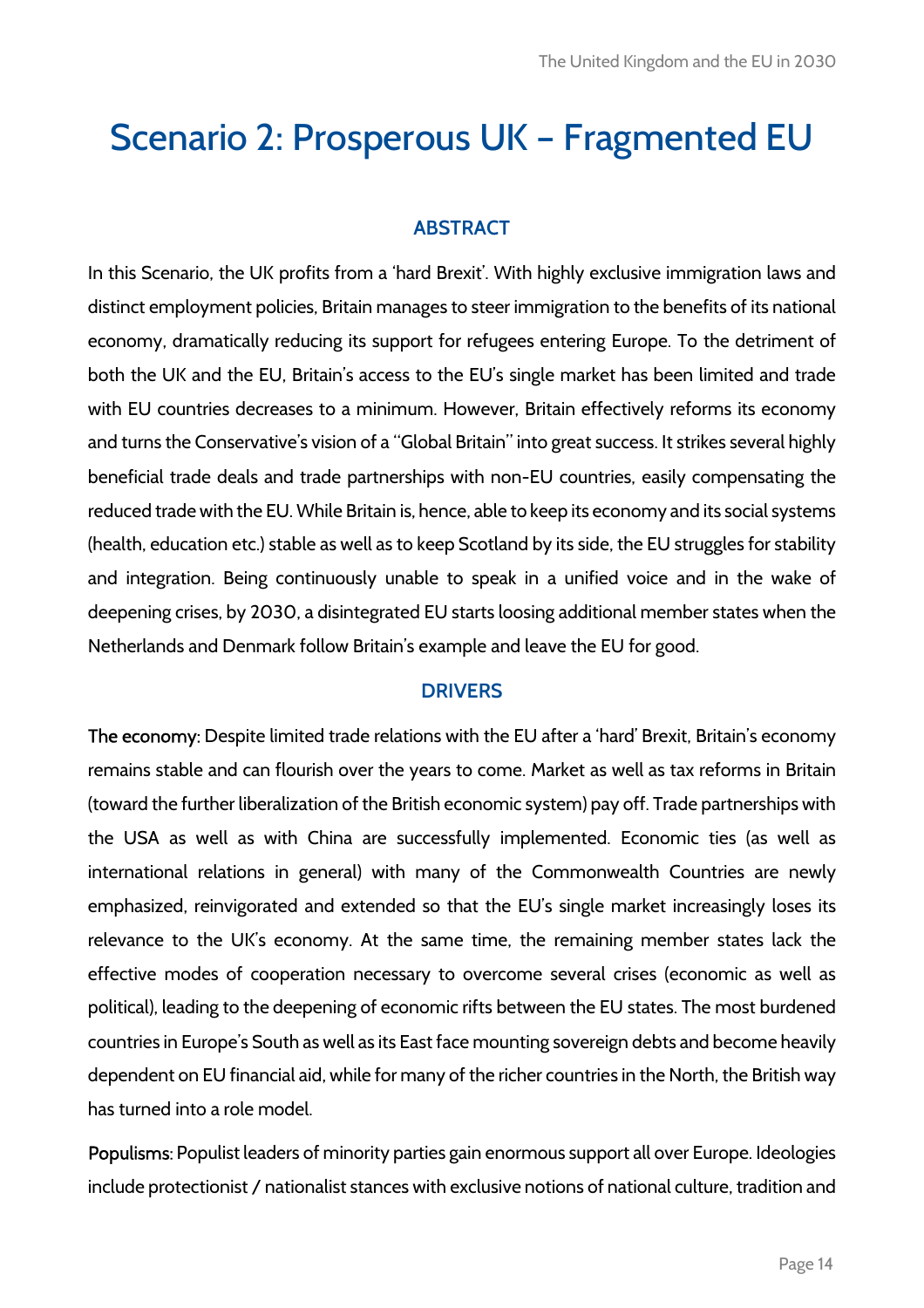# Scenario 2: Prosperous UK – Fragmented EU

## ABSTRACT

In this Scenario, the UK profits from a 'hard Brexit'. With highly exclusive immigration laws and distinct employment policies, Britain manages to steer immigration to the benefits of its national economy, dramatically reducing its support for refugees entering Europe. To the detriment of both the UK and the EU, Britain's access to the EU's single market has been limited and trade with EU countries decreases to a minimum. However, Britain effectively reforms its economy and turns the Conservative's vision of a "Global Britain" into great success. It strikes several highly beneficial trade deals and trade partnerships with non-EU countries, easily compensating the reduced trade with the EU. While Britain is, hence, able to keep its economy and its social systems (health, education etc.) stable as well as to keep Scotland by its side, the EU struggles for stability and integration. Being continuously unable to speak in a unified voice and in the wake of deepening crises, by 2030, a disintegrated EU starts loosing additional member states when the Netherlands and Denmark follow Britain's example and leave the EU for good.

## DRIVERS

**The economy:** Despite limited trade relations with the EU after a 'hard' Brexit, Britain's economy remains stable and can flourish over the years to come. Market as well as tax reforms in Britain (toward the further liberalization of the British economic system) pay off. Trade partnerships with the USA as well as with China are successfully implemented. Economic ties (as well as international relations in general) with many of the Commonwealth Countries are newly emphasized, reinvigorated and extended so that the EU's single market increasingly loses its relevance to the UK's economy. At the same time, the remaining member states lack the effective modes of cooperation necessary to overcome several crises (economic as well as political), leading to the deepening of economic rifts between the EU states. The most burdened countries in Europe's South as well as its East face mounting sovereign debts and become heavily dependent on EU financial aid, while for many of the richer countries in the North, the British way has turned into a role model.

**Populisms:** Populist leaders of minority parties gain enormous support all over Europe. Ideologies include protectionist / nationalist stances with exclusive notions of national culture, tradition and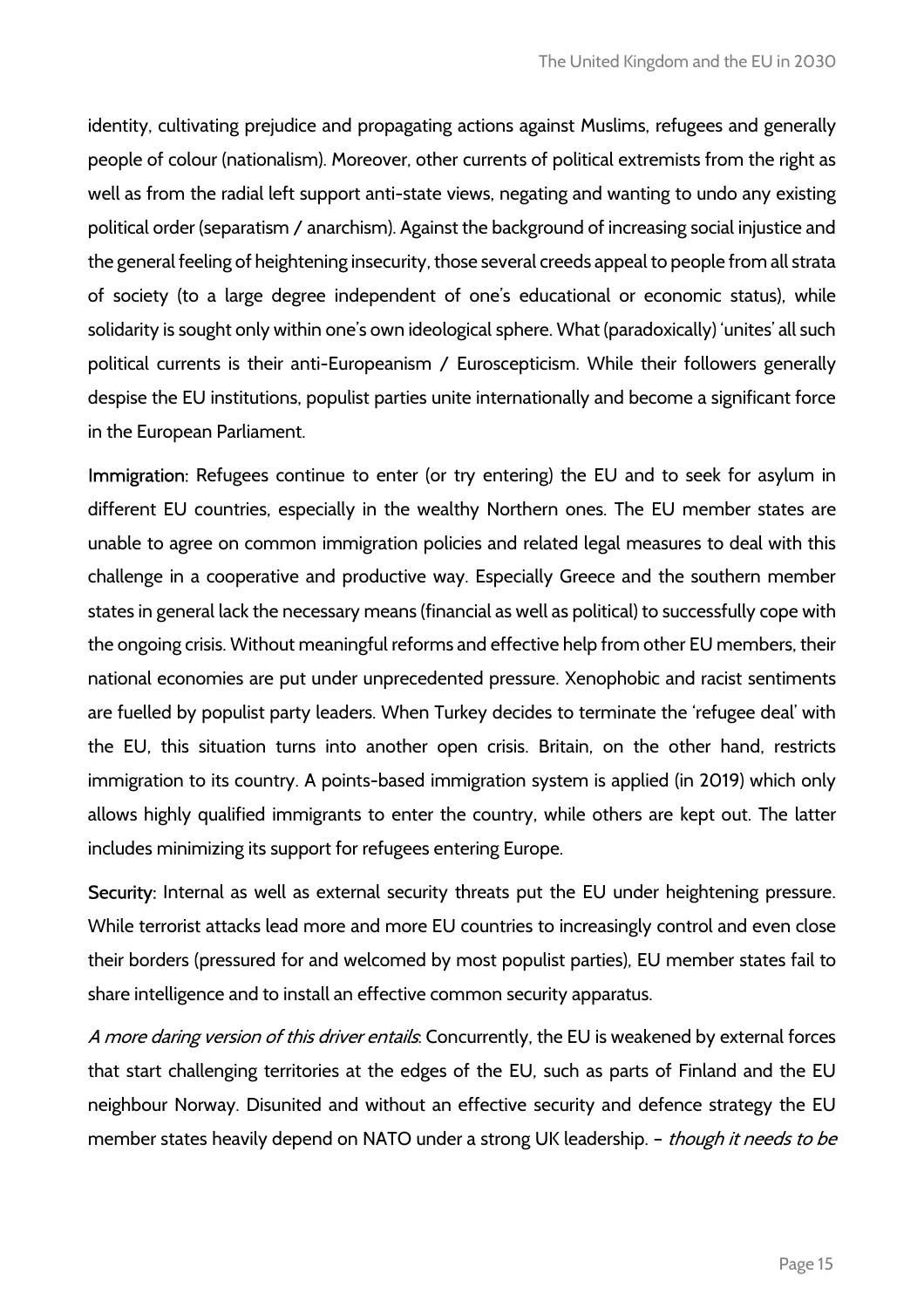identity, cultivating prejudice and propagating actions against Muslims, refugees and generally people of colour (nationalism). Moreover, other currents of political extremists from the right as well as from the radial left support anti-state views, negating and wanting to undo any existing political order (separatism / anarchism). Against the background of increasing social injustice and the general feeling of heightening insecurity, those several creeds appeal to people from all strata of society (to a large degree independent of one's educational or economic status), while solidarity is sought only within one's own ideological sphere. What (paradoxically) 'unites' all such political currents is their anti-Europeanism / Euroscepticism. While their followers generally despise the EU institutions, populist parties unite internationally and become a significant force in the European Parliament.

**Immigration:** Refugees continue to enter (or try entering) the EU and to seek for asylum in different EU countries, especially in the wealthy Northern ones. The EU member states are unable to agree on common immigration policies and related legal measures to deal with this challenge in a cooperative and productive way. Especially Greece and the southern member states in general lack the necessary means (financial as well as political) to successfully cope with the ongoing crisis. Without meaningful reforms and effective help from other EU members, their national economies are put under unprecedented pressure. Xenophobic and racist sentiments are fuelled by populist party leaders. When Turkey decides to terminate the 'refugee deal' with the EU, this situation turns into another open crisis. Britain, on the other hand, restricts immigration to its country. A points-based immigration system is applied (in 2019) which only allows highly qualified immigrants to enter the country, while others are kept out. The latter includes minimizing its support for refugees entering Europe.

**Security:** Internal as well as external security threats put the EU under heightening pressure. While terrorist attacks lead more and more EU countries to increasingly control and even close their borders (pressured for and welcomed by most populist parties), EU member states fail to share intelligence and to install an effective common security apparatus.

*A more daring version of this driver entails*: Concurrently, the EU is weakened by external forces that start challenging territories at the edges of the EU, such as parts of Finland and the EU neighbour Norway. Disunited and without an effective security and defence strategy the EU member states heavily depend on NATO under a strong UK leadership. – *though it needs to be*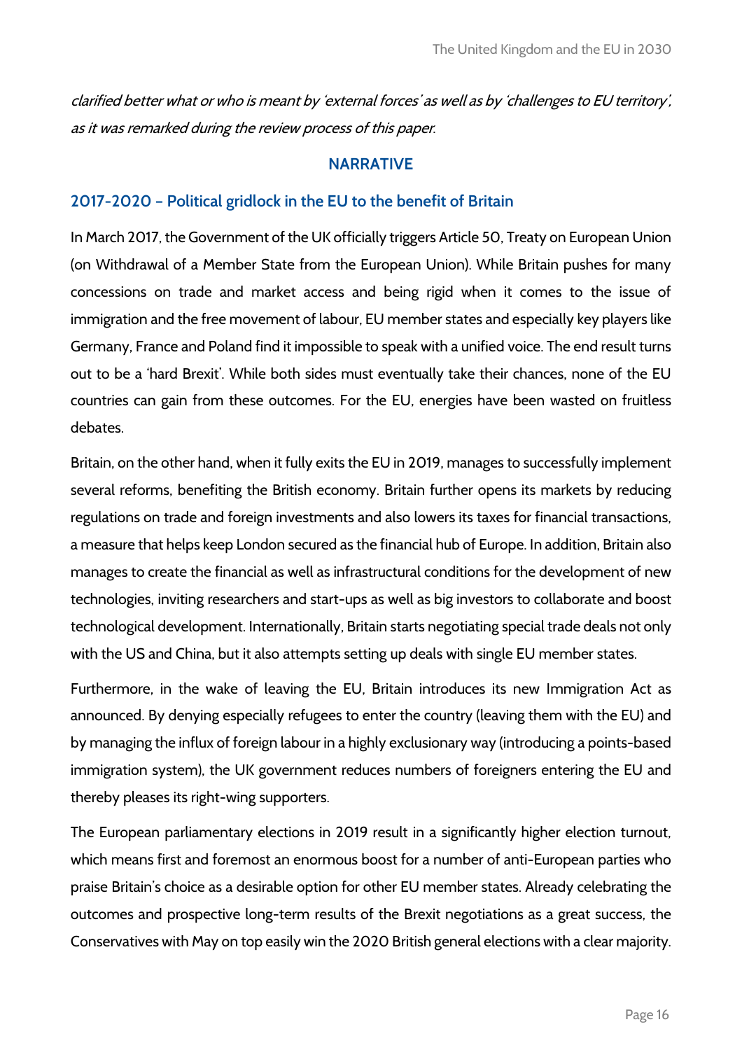*clarified better what or who is meant by 'external forces' as well as by 'challenges to EU territory', as it was remarked during the review process of this paper.*

## NARRATIVE

### 2017-2020 – Political gridlock in the EU to the benefit of Britain

In March 2017, the Government of the UK officially triggers Article 50, Treaty on European Union (on Withdrawal of a Member State from the European Union). While Britain pushes for many concessions on trade and market access and being rigid when it comes to the issue of immigration and the free movement of labour, EU member states and especially key players like Germany, France and Poland find it impossible to speak with a unified voice. The end result turns out to be a 'hard Brexit'. While both sides must eventually take their chances, none of the EU countries can gain from these outcomes. For the EU, energies have been wasted on fruitless debates.

Britain, on the other hand, when it fully exits the EU in 2019, manages to successfully implement several reforms, benefiting the British economy. Britain further opens its markets by reducing regulations on trade and foreign investments and also lowers its taxes for financial transactions, a measure that helps keep London secured as the financial hub of Europe. In addition, Britain also manages to create the financial as well as infrastructural conditions for the development of new technologies, inviting researchers and start-ups as well as big investors to collaborate and boost technological development. Internationally, Britain starts negotiating special trade deals not only with the US and China, but it also attempts setting up deals with single EU member states.

Furthermore, in the wake of leaving the EU, Britain introduces its new Immigration Act as announced. By denying especially refugees to enter the country (leaving them with the EU) and by managing the influx of foreign labour in a highly exclusionary way (introducing a points-based immigration system), the UK government reduces numbers of foreigners entering the EU and thereby pleases its right-wing supporters.

The European parliamentary elections in 2019 result in a significantly higher election turnout, which means first and foremost an enormous boost for a number of anti-European parties who praise Britain's choice as a desirable option for other EU member states. Already celebrating the outcomes and prospective long-term results of the Brexit negotiations as a great success, the Conservatives with May on top easily win the 2020 British general elections with a clear majority.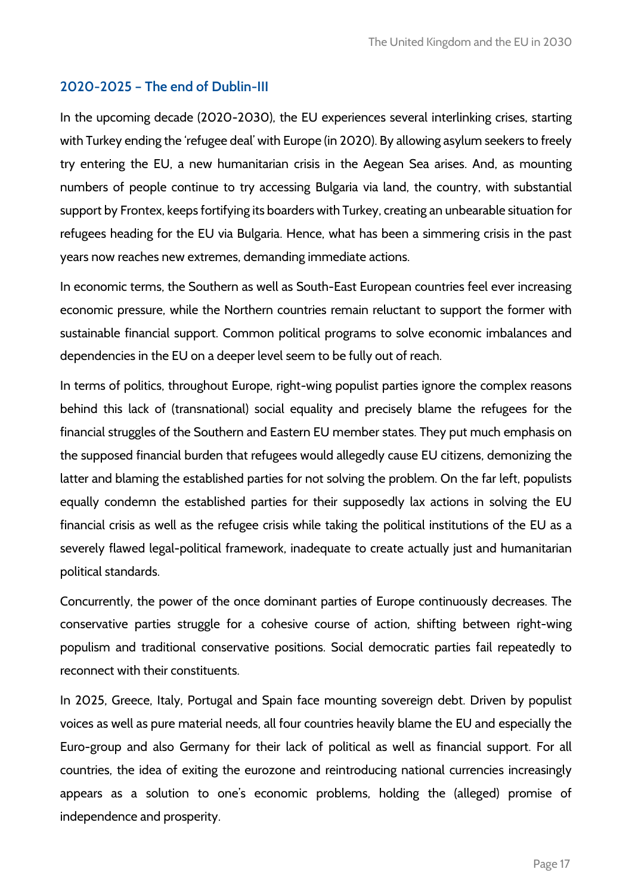## 2020-2025 – The end of Dublin-III

In the upcoming decade (2020-2030), the EU experiences several interlinking crises, starting with Turkey ending the 'refugee deal' with Europe (in 2020). By allowing asylum seekers to freely try entering the EU, a new humanitarian crisis in the Aegean Sea arises. And, as mounting numbers of people continue to try accessing Bulgaria via land, the country, with substantial support by Frontex, keeps fortifying its boarders with Turkey, creating an unbearable situation for refugees heading for the EU via Bulgaria. Hence, what has been a simmering crisis in the past years now reaches new extremes, demanding immediate actions.

In economic terms, the Southern as well as South-East European countries feel ever increasing economic pressure, while the Northern countries remain reluctant to support the former with sustainable financial support. Common political programs to solve economic imbalances and dependencies in the EU on a deeper level seem to be fully out of reach.

In terms of politics, throughout Europe, right-wing populist parties ignore the complex reasons behind this lack of (transnational) social equality and precisely blame the refugees for the financial struggles of the Southern and Eastern EU member states. They put much emphasis on the supposed financial burden that refugees would allegedly cause EU citizens, demonizing the latter and blaming the established parties for not solving the problem. On the far left, populists equally condemn the established parties for their supposedly lax actions in solving the EU financial crisis as well as the refugee crisis while taking the political institutions of the EU as a severely flawed legal-political framework, inadequate to create actually just and humanitarian political standards.

Concurrently, the power of the once dominant parties of Europe continuously decreases. The conservative parties struggle for a cohesive course of action, shifting between right-wing populism and traditional conservative positions. Social democratic parties fail repeatedly to reconnect with their constituents.

In 2025, Greece, Italy, Portugal and Spain face mounting sovereign debt. Driven by populist voices as well as pure material needs, all four countries heavily blame the EU and especially the Euro-group and also Germany for their lack of political as well as financial support. For all countries, the idea of exiting the eurozone and reintroducing national currencies increasingly appears as a solution to one's economic problems, holding the (alleged) promise of independence and prosperity.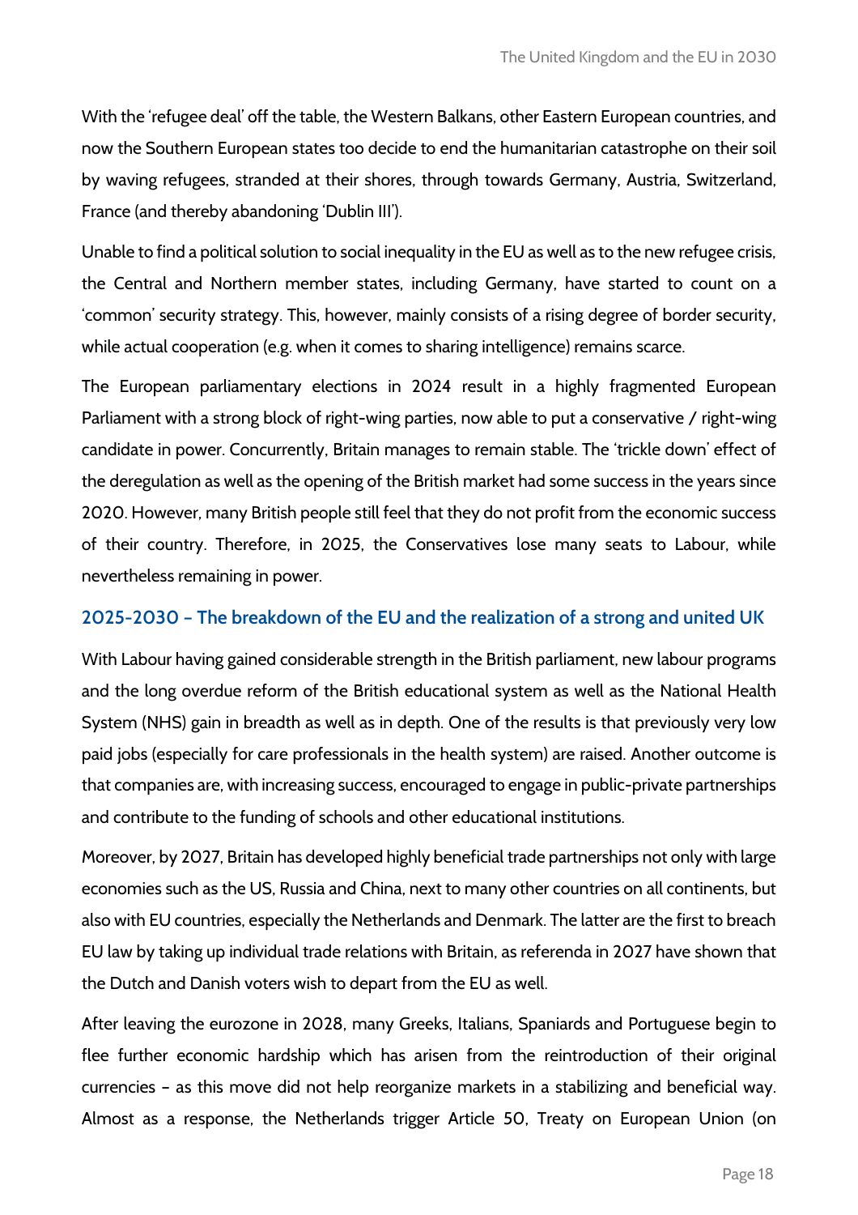With the 'refugee deal' off the table, the Western Balkans, other Eastern European countries, and now the Southern European states too decide to end the humanitarian catastrophe on their soil by waving refugees, stranded at their shores, through towards Germany, Austria, Switzerland, France (and thereby abandoning 'Dublin III').

Unable to find a political solution to social inequality in the EU as well as to the new refugee crisis, the Central and Northern member states, including Germany, have started to count on a 'common' security strategy. This, however, mainly consists of a rising degree of border security, while actual cooperation (e.g. when it comes to sharing intelligence) remains scarce.

The European parliamentary elections in 2024 result in a highly fragmented European Parliament with a strong block of right-wing parties, now able to put a conservative / right-wing candidate in power. Concurrently, Britain manages to remain stable. The 'trickle down' effect of the deregulation as well as the opening of the British market had some success in the years since 2020. However, many British people still feel that they do not profit from the economic success of their country. Therefore, in 2025, the Conservatives lose many seats to Labour, while nevertheless remaining in power.

### 2025-2030 – The breakdown of the EU and the realization of a strong and united UK

With Labour having gained considerable strength in the British parliament, new labour programs and the long overdue reform of the British educational system as well as the National Health System (NHS) gain in breadth as well as in depth. One of the results is that previously very low paid jobs (especially for care professionals in the health system) are raised. Another outcome is that companies are, with increasing success, encouraged to engage in public-private partnerships and contribute to the funding of schools and other educational institutions.

Moreover, by 2027, Britain has developed highly beneficial trade partnerships not only with large economies such as the US, Russia and China, next to many other countries on all continents, but also with EU countries, especially the Netherlands and Denmark. The latter are the first to breach EU law by taking up individual trade relations with Britain, as referenda in 2027 have shown that the Dutch and Danish voters wish to depart from the EU as well.

After leaving the eurozone in 2028, many Greeks, Italians, Spaniards and Portuguese begin to flee further economic hardship which has arisen from the reintroduction of their original currencies – as this move did not help reorganize markets in a stabilizing and beneficial way. Almost as a response, the Netherlands trigger Article 50, Treaty on European Union (on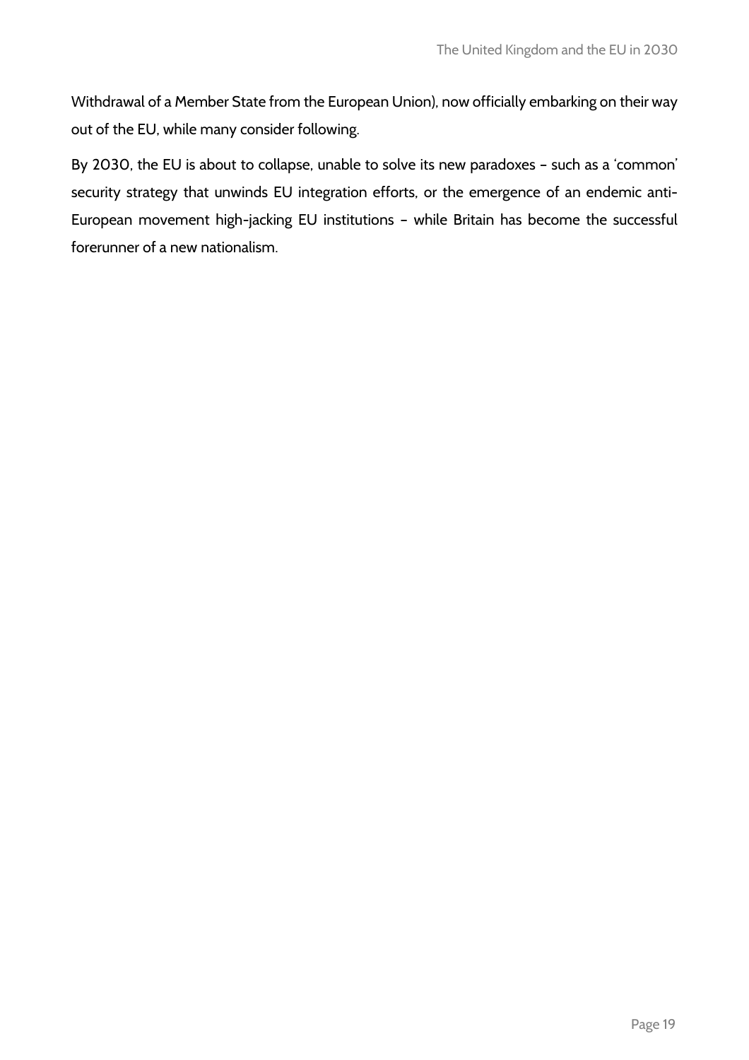Withdrawal of a Member State from the European Union), now officially embarking on their way out of the EU, while many consider following.

By 2030, the EU is about to collapse, unable to solve its new paradoxes – such as a 'common' security strategy that unwinds EU integration efforts, or the emergence of an endemic anti-European movement high-jacking EU institutions – while Britain has become the successful forerunner of a new nationalism.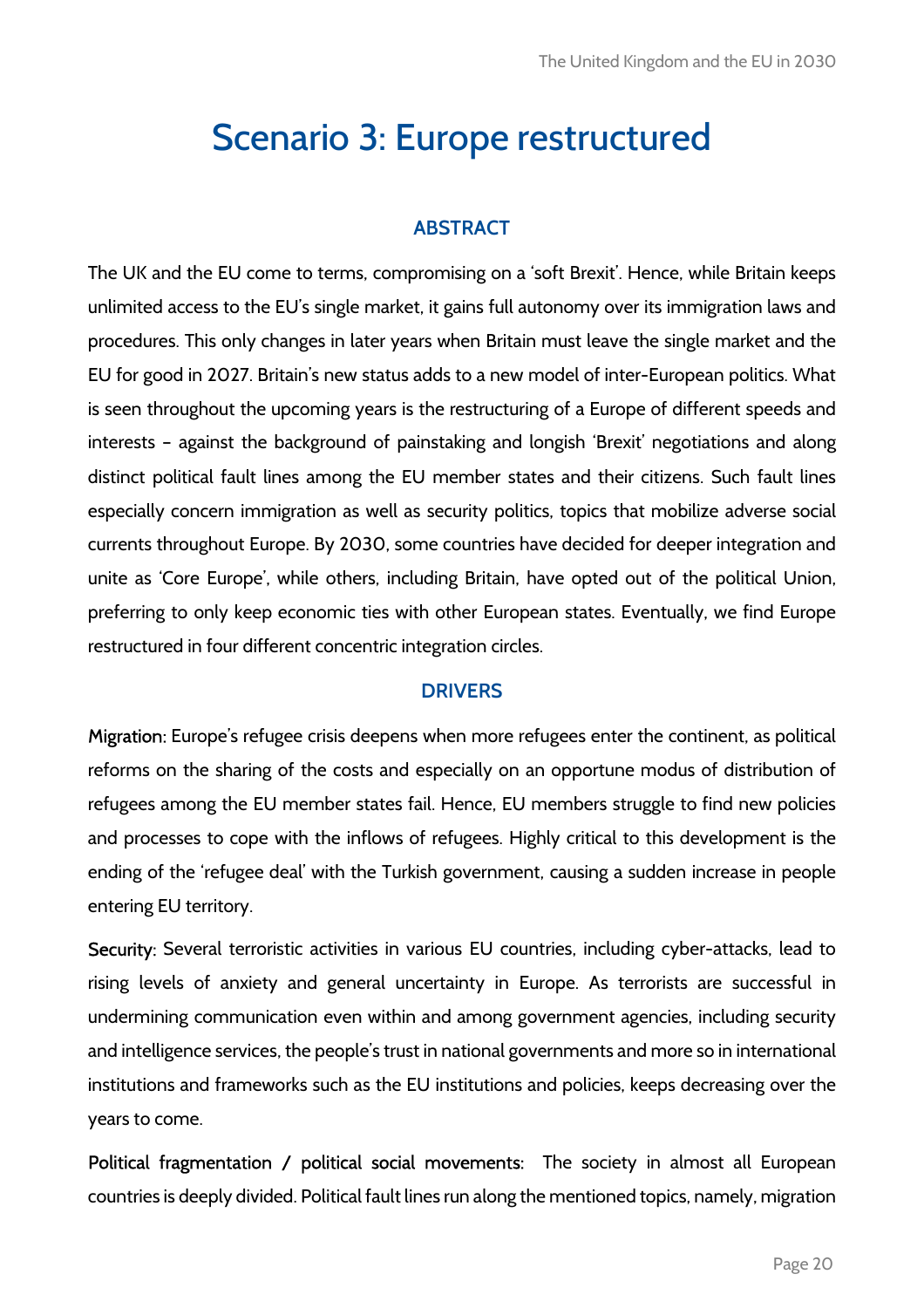# Scenario 3: Europe restructured

## ABSTRACT

The UK and the EU come to terms, compromising on a 'soft Brexit'. Hence, while Britain keeps unlimited access to the EU's single market, it gains full autonomy over its immigration laws and procedures. This only changes in later years when Britain must leave the single market and the EU for good in 2027. Britain's new status adds to a new model of inter-European politics. What is seen throughout the upcoming years is the restructuring of a Europe of different speeds and interests – against the background of painstaking and longish 'Brexit' negotiations and along distinct political fault lines among the EU member states and their citizens. Such fault lines especially concern immigration as well as security politics, topics that mobilize adverse social currents throughout Europe. By 2030, some countries have decided for deeper integration and unite as 'Core Europe', while others, including Britain, have opted out of the political Union, preferring to only keep economic ties with other European states. Eventually, we find Europe restructured in four different concentric integration circles.

## DRIVERS

**Migration:** Europe's refugee crisis deepens when more refugees enter the continent, as political reforms on the sharing of the costs and especially on an opportune modus of distribution of refugees among the EU member states fail. Hence, EU members struggle to find new policies and processes to cope with the inflows of refugees. Highly critical to this development is the ending of the 'refugee deal' with the Turkish government, causing a sudden increase in people entering EU territory.

**Security:** Several terroristic activities in various EU countries, including cyber-attacks, lead to rising levels of anxiety and general uncertainty in Europe. As terrorists are successful in undermining communication even within and among government agencies, including security and intelligence services, the people's trust in national governments and more so in international institutions and frameworks such as the EU institutions and policies, keeps decreasing over the years to come.

**Political fragmentation / political social movements:** The society in almost all European countries is deeply divided. Political fault lines run along the mentioned topics, namely, migration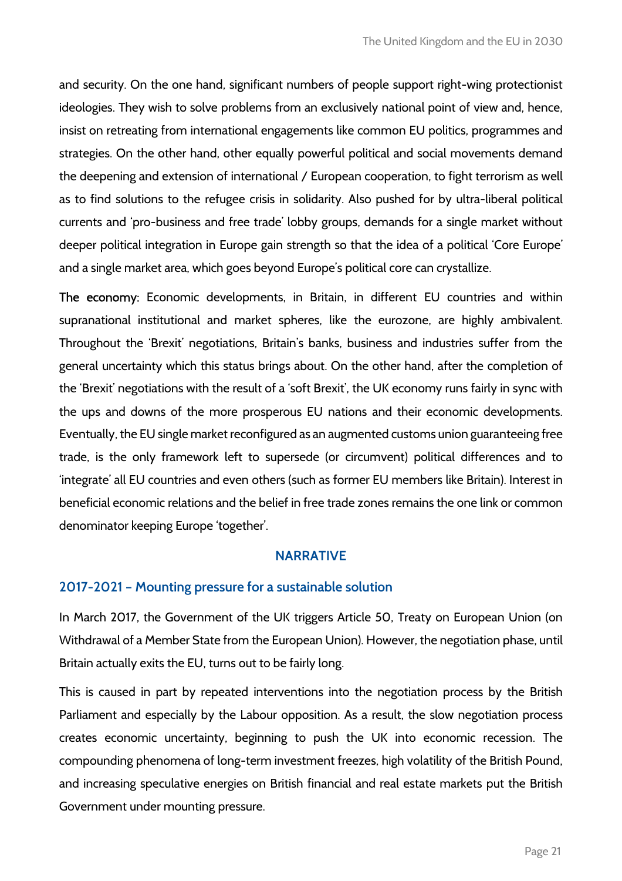and security. On the one hand, significant numbers of people support right-wing protectionist ideologies. They wish to solve problems from an exclusively national point of view and, hence, insist on retreating from international engagements like common EU politics, programmes and strategies. On the other hand, other equally powerful political and social movements demand the deepening and extension of international / European cooperation, to fight terrorism as well as to find solutions to the refugee crisis in solidarity. Also pushed for by ultra-liberal political currents and 'pro-business and free trade' lobby groups, demands for a single market without deeper political integration in Europe gain strength so that the idea of a political 'Core Europe' and a single market area, which goes beyond Europe's political core can crystallize.

**The economy**: Economic developments, in Britain, in different EU countries and within supranational institutional and market spheres, like the eurozone, are highly ambivalent. Throughout the 'Brexit' negotiations, Britain's banks, business and industries suffer from the general uncertainty which this status brings about. On the other hand, after the completion of the 'Brexit' negotiations with the result of a 'soft Brexit', the UK economy runs fairly in sync with the ups and downs of the more prosperous EU nations and their economic developments. Eventually, the EU single market reconfigured as an augmented customs union guaranteeing free trade, is the only framework left to supersede (or circumvent) political differences and to 'integrate' all EU countries and even others (such as former EU members like Britain). Interest in beneficial economic relations and the belief in free trade zones remains the one link or common denominator keeping Europe 'together'.

## NARRATIVE

### 2017-2021 – Mounting pressure for a sustainable solution

In March 2017, the Government of the UK triggers Article 50, Treaty on European Union (on Withdrawal of a Member State from the European Union). However, the negotiation phase, until Britain actually exits the EU, turns out to be fairly long.

This is caused in part by repeated interventions into the negotiation process by the British Parliament and especially by the Labour opposition. As a result, the slow negotiation process creates economic uncertainty, beginning to push the UK into economic recession. The compounding phenomena of long-term investment freezes, high volatility of the British Pound, and increasing speculative energies on British financial and real estate markets put the British Government under mounting pressure.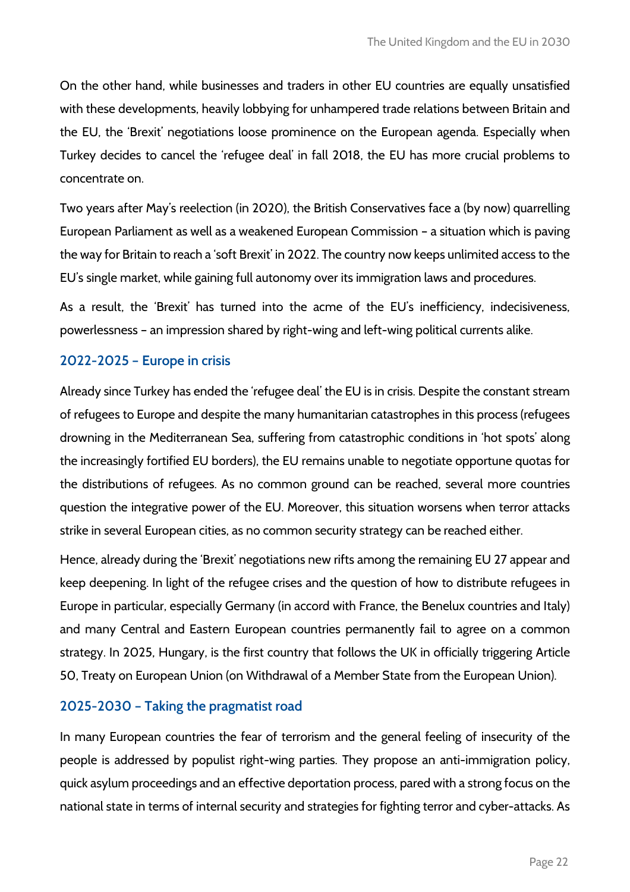On the other hand, while businesses and traders in other EU countries are equally unsatisfied with these developments, heavily lobbying for unhampered trade relations between Britain and the EU, the 'Brexit' negotiations loose prominence on the European agenda. Especially when Turkey decides to cancel the 'refugee deal' in fall 2018, the EU has more crucial problems to concentrate on.

Two years after May's reelection (in 2020), the British Conservatives face a (by now) quarrelling European Parliament as well as a weakened European Commission – a situation which is paving the way for Britain to reach a 'soft Brexit' in 2022. The country now keeps unlimited access to the EU's single market, while gaining full autonomy over its immigration laws and procedures.

As a result, the 'Brexit' has turned into the acme of the EU's inefficiency, indecisiveness, powerlessness – an impression shared by right-wing and left-wing political currents alike.

### 2022-2025 – Europe in crisis

Already since Turkey has ended the 'refugee deal' the EU is in crisis. Despite the constant stream of refugees to Europe and despite the many humanitarian catastrophes in this process (refugees drowning in the Mediterranean Sea, suffering from catastrophic conditions in 'hot spots' along the increasingly fortified EU borders), the EU remains unable to negotiate opportune quotas for the distributions of refugees. As no common ground can be reached, several more countries question the integrative power of the EU. Moreover, this situation worsens when terror attacks strike in several European cities, as no common security strategy can be reached either.

Hence, already during the 'Brexit' negotiations new rifts among the remaining EU 27 appear and keep deepening. In light of the refugee crises and the question of how to distribute refugees in Europe in particular, especially Germany (in accord with France, the Benelux countries and Italy) and many Central and Eastern European countries permanently fail to agree on a common strategy. In 2025, Hungary, is the first country that follows the UK in officially triggering Article 50, Treaty on European Union (on Withdrawal of a Member State from the European Union).

### 2025-2030 – Taking the pragmatist road

In many European countries the fear of terrorism and the general feeling of insecurity of the people is addressed by populist right-wing parties. They propose an anti-immigration policy, quick asylum proceedings and an effective deportation process, pared with a strong focus on the national state in terms of internal security and strategies for fighting terror and cyber-attacks. As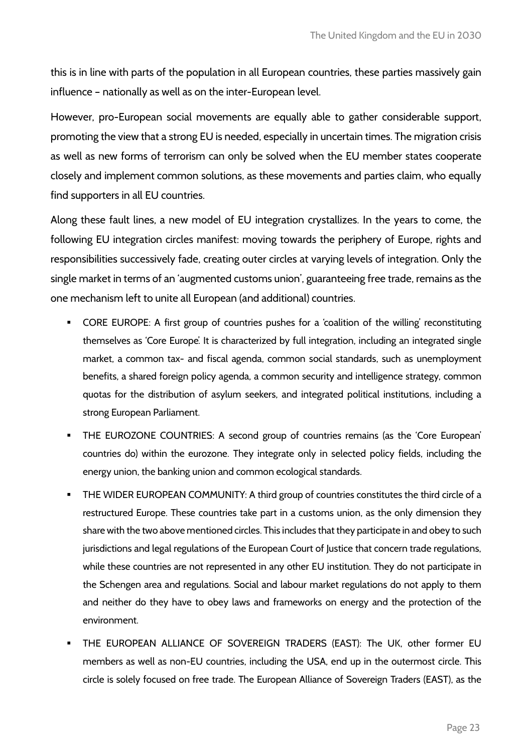this is in line with parts of the population in all European countries, these parties massively gain influence – nationally as well as on the inter-European level.

However, pro-European social movements are equally able to gather considerable support, promoting the view that a strong EU is needed, especially in uncertain times. The migration crisis as well as new forms of terrorism can only be solved when the EU member states cooperate closely and implement common solutions, as these movements and parties claim, who equally find supporters in all EU countries.

Along these fault lines, a new model of EU integration crystallizes. In the years to come, the following EU integration circles manifest: moving towards the periphery of Europe, rights and responsibilities successively fade, creating outer circles at varying levels of integration. Only the single market in terms of an 'augmented customs union', guaranteeing free trade, remains as the one mechanism left to unite all European (and additional) countries.

- CORE EUROPE: A first group of countries pushes for a 'coalition of the willing' reconstituting themselves as 'Core Europe'. It is characterized by full integration, including an integrated single market, a common tax- and fiscal agenda, common social standards, such as unemployment benefits, a shared foreign policy agenda, a common security and intelligence strategy, common quotas for the distribution of asylum seekers, and integrated political institutions, including a strong European Parliament.
- THE EUROZONE COUNTRIES: A second group of countries remains (as the 'Core European' countries do) within the eurozone. They integrate only in selected policy fields, including the energy union, the banking union and common ecological standards.
- THE WIDER EUROPEAN COMMUNITY: A third group of countries constitutes the third circle of a restructured Europe. These countries take part in a customs union, as the only dimension they share with the two above mentioned circles. This includes that they participate in and obey to such jurisdictions and legal regulations of the European Court of Justice that concern trade regulations, while these countries are not represented in any other EU institution. They do not participate in the Schengen area and regulations. Social and labour market regulations do not apply to them and neither do they have to obey laws and frameworks on energy and the protection of the environment.
- THE EUROPEAN ALLIANCE OF SOVEREIGN TRADERS (EAST): The UK, other former EU members as well as non-EU countries, including the USA, end up in the outermost circle. This circle is solely focused on free trade. The European Alliance of Sovereign Traders (EAST), as the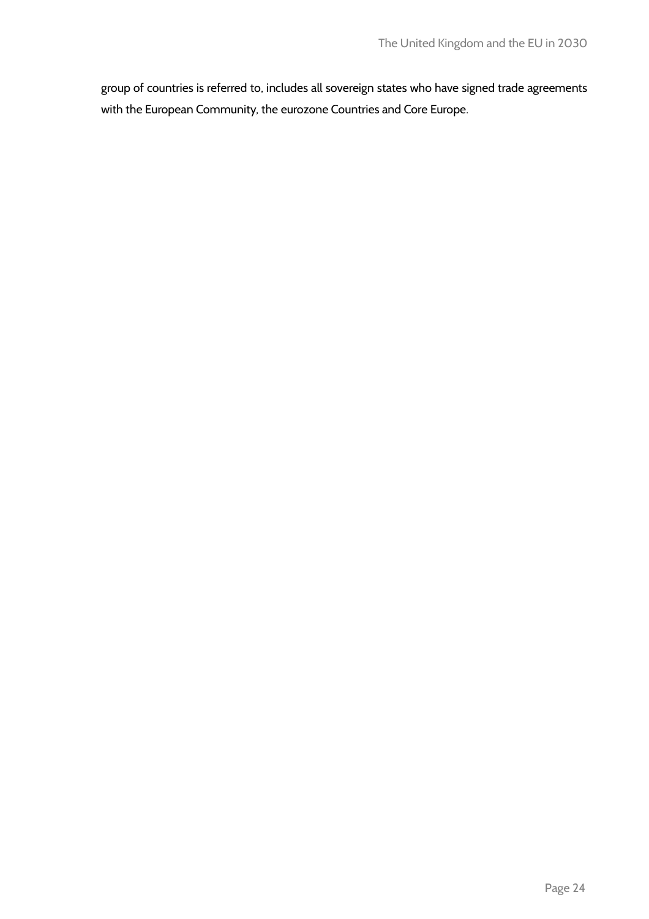group of countries is referred to, includes all sovereign states who have signed trade agreements with the European Community, the eurozone Countries and Core Europe.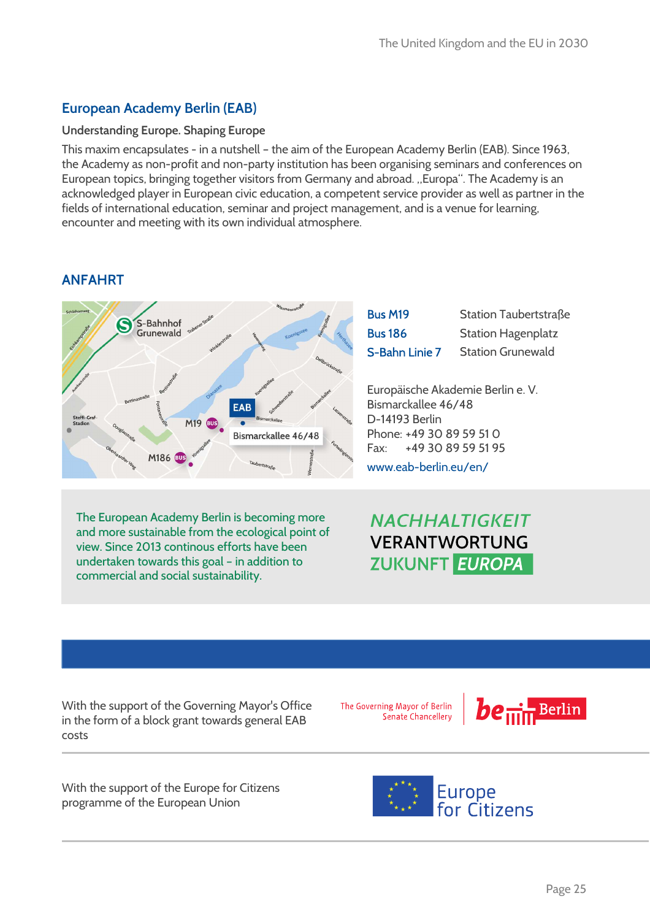## European Academy Berlin (EAB)

**Understanding Europe. Shaping Europe**

This maxim encapsulates - in a nutshell – the aim of the European Academy Berlin (EAB). Since 1963, the Academy as non-profit and non-party institution has been organising seminars and conferences on European topics, bringing together visitors from Germany and abroad. „Europa". The Academy is an acknowledged player in European civic education, a competent service provider as well as partner in the fields of international education, seminar and project management, and is a venue for learning, encounter and meeting with its own individual atmosphere.

## ANFAHRT

| | |
|---|---|
| Bus M19 | Station Taubertstraße |
| Bus 186 | Station Hagenplatz |
| S-Bahn Linie 7 | Station Grunewald |

Europäische Akademie Berlin e. V.
Bismarckallee 46/48
D-14193 Berlin
Phone: +49 30 89 59 51 0
Fax: +49 30 89 59 51 95
www.eab-berlin.eu/en/

The European Academy Berlin is becoming more and more sustainable from the ecological point of view. Since 2013 continous efforts have been undertaken towards this goal – in addition to commercial and social sustainability.

*NACHHALTIGKEIT*
VERANTWORTUNG
ZUKUNFT *EUROPA*

With the support of the Governing Mayor's Office in the form of a block grant towards general EAB costs

The Governing Mayor of Berlin
Senate Chancellery

With the support of the Europe for Citizens programme of the European Union

Europe for Citizens